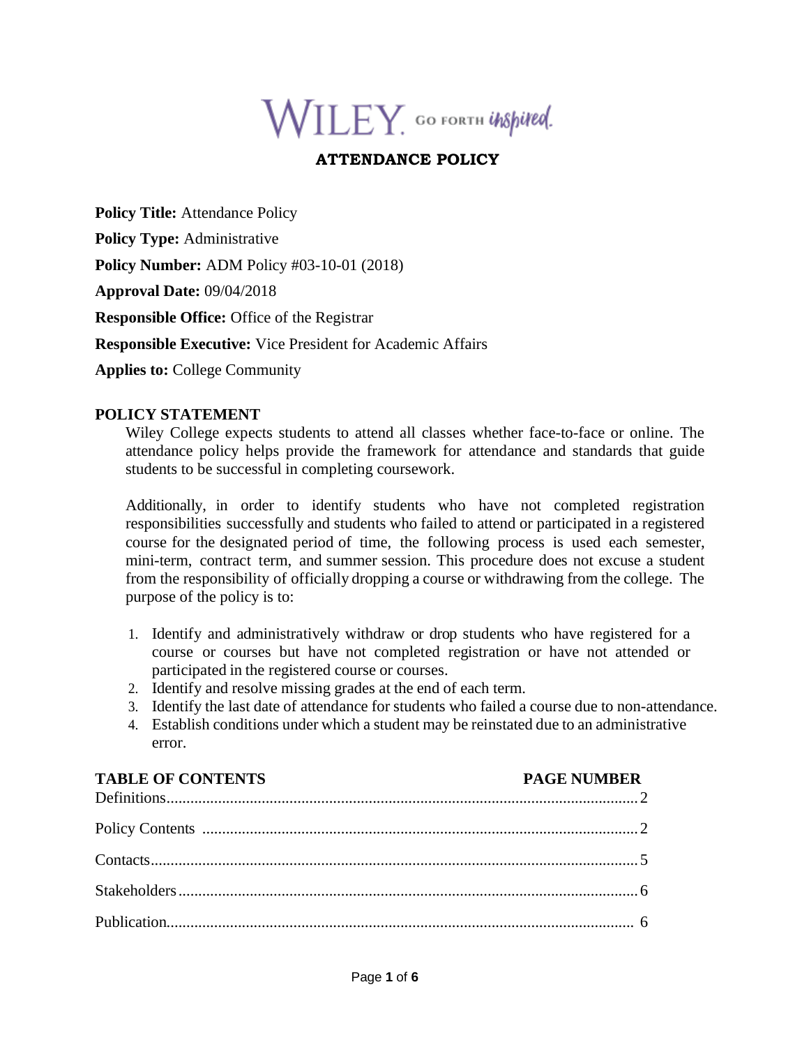WILEY. GO FORTH *inspired*.

# ATTENDANCE POLICY

**Policy Title:** Attendance Policy

**Policy Type:** Administrative

**Policy Number:** ADM Policy #03-10-01 (2018)

**Approval Date:** 09/04/2018

**Responsible Office:** Office of the Registrar

**Responsible Executive:** Vice President for Academic Affairs

**Applies to:** College Community

## POLICY STATEMENT

Wiley College expects students to attend all classes whether face-to-face or online. The attendance policy helps provide the framework for attendance and standards that guide students to be successful in completing coursework.

Additionally, in order to identify students who have not completed registration responsibilities successfully and students who failed to attend or participated in a registered course for the designated period of time, the following process is used each semester, mini-term, contract term, and summer session. This procedure does not excuse a student from the responsibility of officially dropping a course or withdrawing from the college. The purpose of the policy is to:

1. Identify and administratively withdraw or drop students who have registered for a course or courses but have not completed registration or have not attended or participated in the registered course or courses.
2. Identify and resolve missing grades at the end of each term.
3. Identify the last date of attendance for students who failed a course due to non-attendance.
4. Establish conditions under which a student may be reinstated due to an administrative error.

| TABLE OF CONTENTS | PAGE NUMBER |
|---|---|
| Definitions | 2 |
| Policy Contents | 2 |
| Contacts | 5 |
| Stakeholders | 6 |
| Publication | 6 |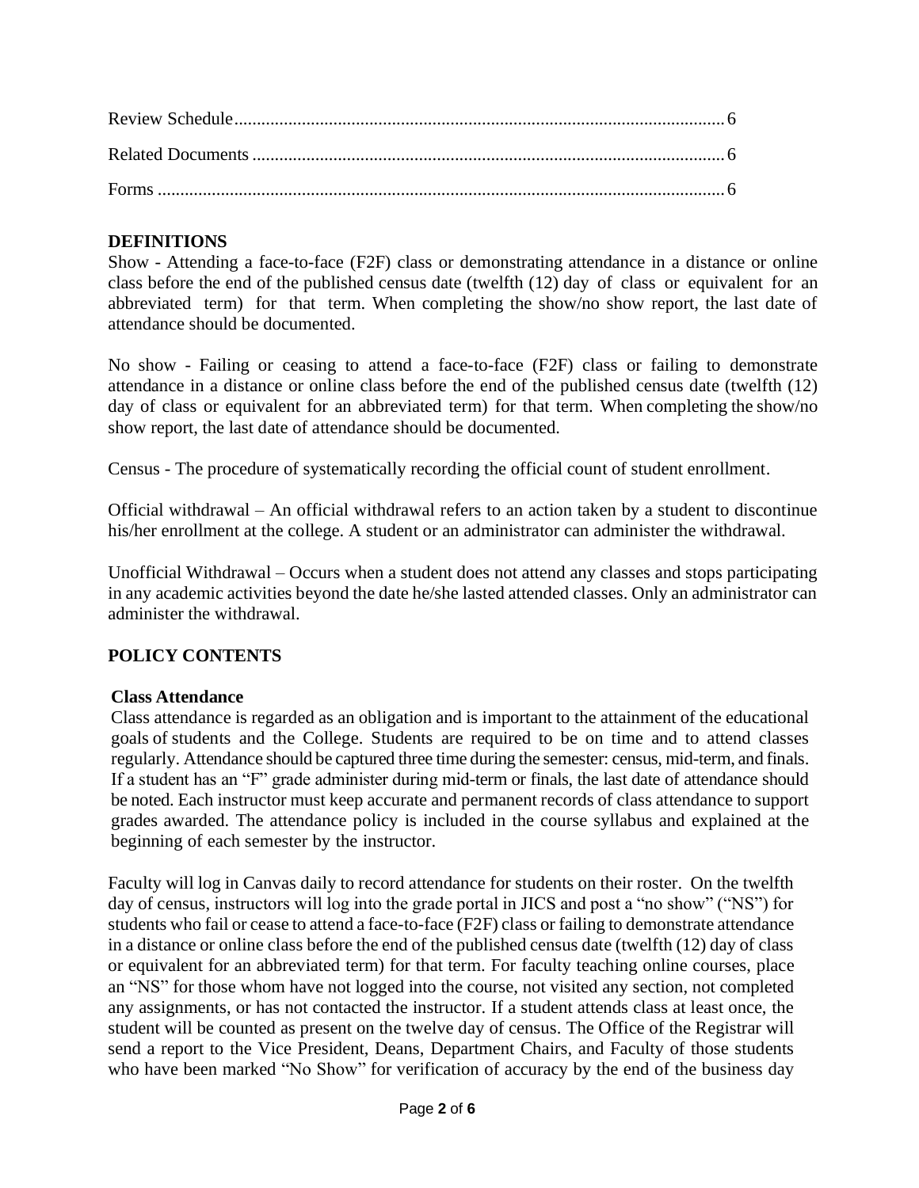Review Schedule ........................................................................................................ 6

Related Documents ..................................................................................................... 6

Forms .......................................................................................................................... 6

## DEFINITIONS

Show - Attending a face-to-face (F2F) class or demonstrating attendance in a distance or online class before the end of the published census date (twelfth (12) day of class or equivalent for an abbreviated term) for that term. When completing the show/no show report, the last date of attendance should be documented.

No show - Failing or ceasing to attend a face-to-face (F2F) class or failing to demonstrate attendance in a distance or online class before the end of the published census date (twelfth (12) day of class or equivalent for an abbreviated term) for that term. When completing the show/no show report, the last date of attendance should be documented.

Census - The procedure of systematically recording the official count of student enrollment.

Official withdrawal – An official withdrawal refers to an action taken by a student to discontinue his/her enrollment at the college. A student or an administrator can administer the withdrawal.

Unofficial Withdrawal – Occurs when a student does not attend any classes and stops participating in any academic activities beyond the date he/she lasted attended classes. Only an administrator can administer the withdrawal.

## POLICY CONTENTS

### Class Attendance

Class attendance is regarded as an obligation and is important to the attainment of the educational goals of students and the College. Students are required to be on time and to attend classes regularly. Attendance should be captured three time during the semester: census, mid-term, and finals. If a student has an "F" grade administer during mid-term or finals, the last date of attendance should be noted. Each instructor must keep accurate and permanent records of class attendance to support grades awarded. The attendance policy is included in the course syllabus and explained at the beginning of each semester by the instructor.

Faculty will log in Canvas daily to record attendance for students on their roster. On the twelfth day of census, instructors will log into the grade portal in JICS and post a "no show" ("NS") for students who fail or cease to attend a face-to-face (F2F) class or failing to demonstrate attendance in a distance or online class before the end of the published census date (twelfth (12) day of class or equivalent for an abbreviated term) for that term. For faculty teaching online courses, place an "NS" for those whom have not logged into the course, not visited any section, not completed any assignments, or has not contacted the instructor. If a student attends class at least once, the student will be counted as present on the twelve day of census. The Office of the Registrar will send a report to the Vice President, Deans, Department Chairs, and Faculty of those students who have been marked "No Show" for verification of accuracy by the end of the business day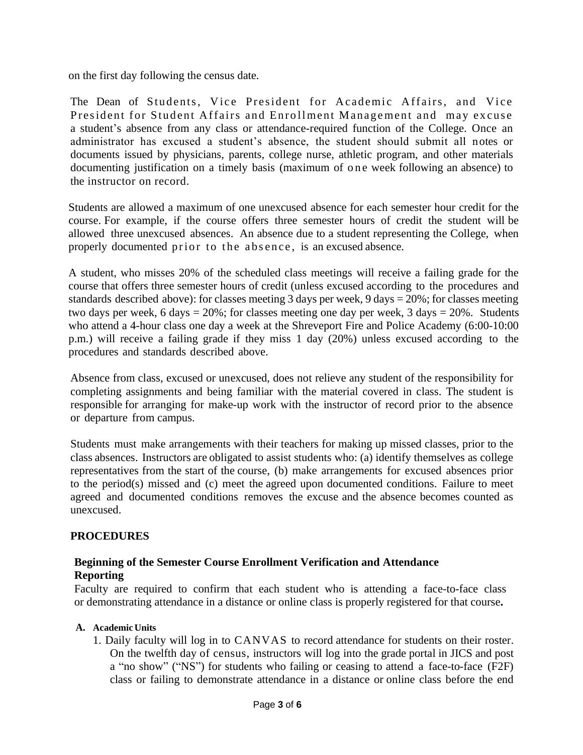on the first day following the census date.

The Dean of Students, Vice President for Academic Affairs, and Vice President for Student Affairs and Enrollment Management and may excuse a student's absence from any class or attendance-required function of the College. Once an administrator has excused a student's absence, the student should submit all notes or documents issued by physicians, parents, college nurse, athletic program, and other materials documenting justification on a timely basis (maximum of one week following an absence) to the instructor on record.

Students are allowed a maximum of one unexcused absence for each semester hour credit for the course. For example, if the course offers three semester hours of credit the student will be allowed three unexcused absences. An absence due to a student representing the College, when properly documented prior to the absence, is an excused absence.

A student, who misses 20% of the scheduled class meetings will receive a failing grade for the course that offers three semester hours of credit (unless excused according to the procedures and standards described above): for classes meeting 3 days per week, 9 days = 20%; for classes meeting two days per week, 6 days = 20%; for classes meeting one day per week, 3 days = 20%. Students who attend a 4-hour class one day a week at the Shreveport Fire and Police Academy (6:00-10:00 p.m.) will receive a failing grade if they miss 1 day (20%) unless excused according to the procedures and standards described above.

Absence from class, excused or unexcused, does not relieve any student of the responsibility for completing assignments and being familiar with the material covered in class. The student is responsible for arranging for make-up work with the instructor of record prior to the absence or departure from campus.

Students must make arrangements with their teachers for making up missed classes, prior to the class absences. Instructors are obligated to assist students who: (a) identify themselves as college representatives from the start of the course, (b) make arrangements for excused absences prior to the period(s) missed and (c) meet the agreed upon documented conditions. Failure to meet agreed and documented conditions removes the excuse and the absence becomes counted as unexcused.

## PROCEDURES

### Beginning of the Semester Course Enrollment Verification and Attendance Reporting

Faculty are required to confirm that each student who is attending a face-to-face class or demonstrating attendance in a distance or online class is properly registered for that course**.**

**A. Academic Units**

1. Daily faculty will log in to CANVAS to record attendance for students on their roster. On the twelfth day of census, instructors will log into the grade portal in JICS and post a "no show" ("NS") for students who failing or ceasing to attend a face-to-face (F2F) class or failing to demonstrate attendance in a distance or online class before the end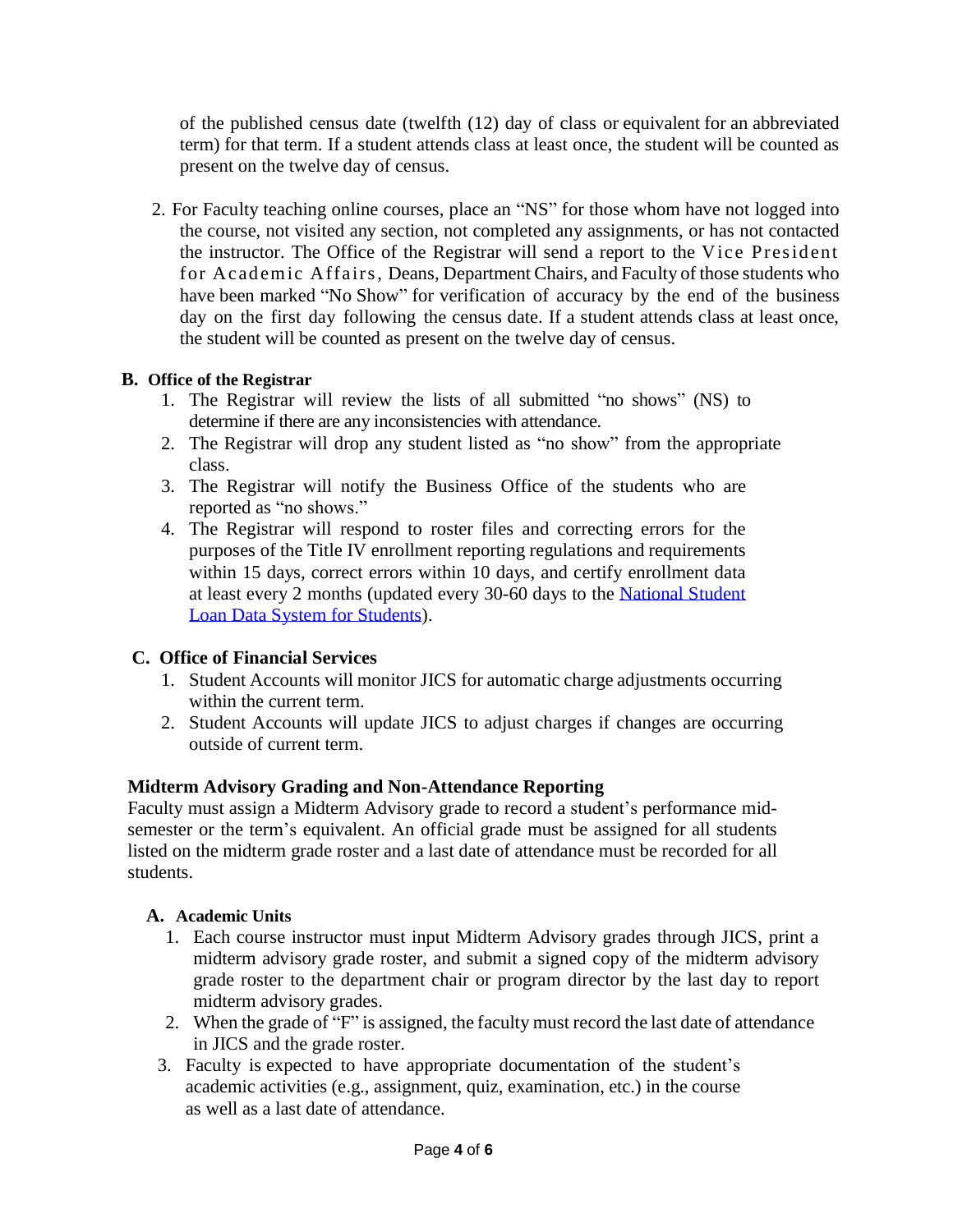of the published census date (twelfth (12) day of class or equivalent for an abbreviated term) for that term. If a student attends class at least once, the student will be counted as present on the twelve day of census.

2. For Faculty teaching online courses, place an "NS" for those whom have not logged into the course, not visited any section, not completed any assignments, or has not contacted the instructor. The Office of the Registrar will send a report to the Vice President for Academic Affairs, Deans, Department Chairs, and Faculty of those students who have been marked "No Show" for verification of accuracy by the end of the business day on the first day following the census date. If a student attends class at least once, the student will be counted as present on the twelve day of census.

**B. Office of the Registrar**

1. The Registrar will review the lists of all submitted "no shows" (NS) to determine if there are any inconsistencies with attendance.
2. The Registrar will drop any student listed as "no show" from the appropriate class.
3. The Registrar will notify the Business Office of the students who are reported as "no shows."
4. The Registrar will respond to roster files and correcting errors for the purposes of the Title IV enrollment reporting regulations and requirements within 15 days, correct errors within 10 days, and certify enrollment data at least every 2 months (updated every 30-60 days to the [National Student Loan Data System for Students](#)).

**C. Office of Financial Services**

1. Student Accounts will monitor JICS for automatic charge adjustments occurring within the current term.
2. Student Accounts will update JICS to adjust charges if changes are occurring outside of current term.

**Midterm Advisory Grading and Non-Attendance Reporting**

Faculty must assign a Midterm Advisory grade to record a student's performance mid-semester or the term's equivalent. An official grade must be assigned for all students listed on the midterm grade roster and a last date of attendance must be recorded for all students.

**A. Academic Units**

1. Each course instructor must input Midterm Advisory grades through JICS, print a midterm advisory grade roster, and submit a signed copy of the midterm advisory grade roster to the department chair or program director by the last day to report midterm advisory grades.
2. When the grade of "F" is assigned, the faculty must record the last date of attendance in JICS and the grade roster.
3. Faculty is expected to have appropriate documentation of the student's academic activities (e.g., assignment, quiz, examination, etc.) in the course as well as a last date of attendance.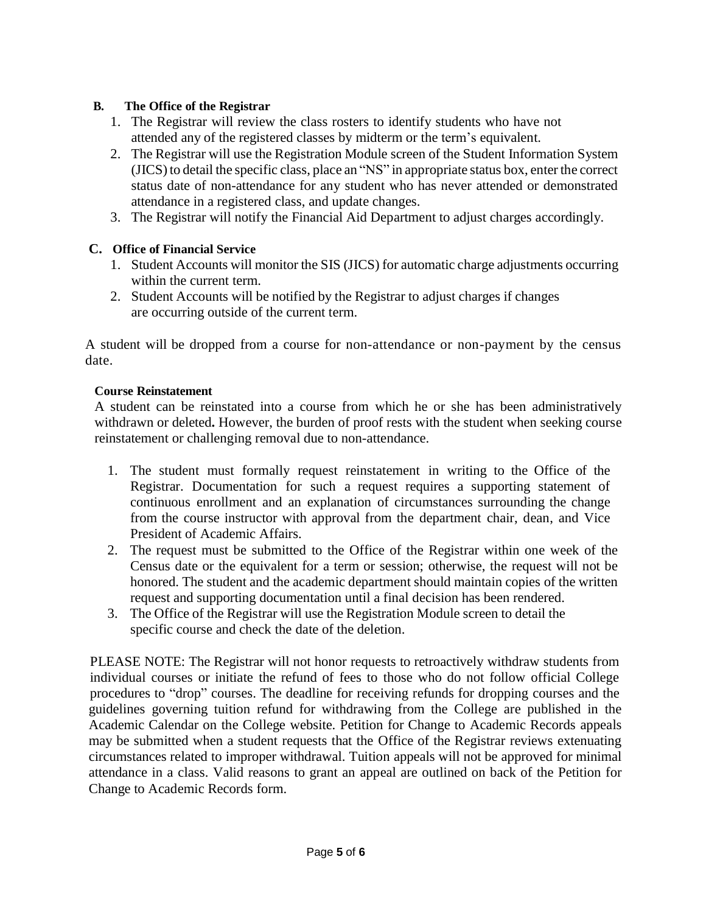**B. The Office of the Registrar**

1. The Registrar will review the class rosters to identify students who have not attended any of the registered classes by midterm or the term's equivalent.
2. The Registrar will use the Registration Module screen of the Student Information System (JICS) to detail the specific class, place an "NS" in appropriate status box, enter the correct status date of non-attendance for any student who has never attended or demonstrated attendance in a registered class, and update changes.
3. The Registrar will notify the Financial Aid Department to adjust charges accordingly.

**C. Office of Financial Service**

1. Student Accounts will monitor the SIS (JICS) for automatic charge adjustments occurring within the current term.
2. Student Accounts will be notified by the Registrar to adjust charges if changes are occurring outside of the current term.

A student will be dropped from a course for non-attendance or non-payment by the census date.

**Course Reinstatement**

A student can be reinstated into a course from which he or she has been administratively withdrawn or deleted**.** However, the burden of proof rests with the student when seeking course reinstatement or challenging removal due to non-attendance.

1. The student must formally request reinstatement in writing to the Office of the Registrar. Documentation for such a request requires a supporting statement of continuous enrollment and an explanation of circumstances surrounding the change from the course instructor with approval from the department chair, dean, and Vice President of Academic Affairs.
2. The request must be submitted to the Office of the Registrar within one week of the Census date or the equivalent for a term or session; otherwise, the request will not be honored. The student and the academic department should maintain copies of the written request and supporting documentation until a final decision has been rendered.
3. The Office of the Registrar will use the Registration Module screen to detail the specific course and check the date of the deletion.

PLEASE NOTE: The Registrar will not honor requests to retroactively withdraw students from individual courses or initiate the refund of fees to those who do not follow official College procedures to "drop" courses. The deadline for receiving refunds for dropping courses and the guidelines governing tuition refund for withdrawing from the College are published in the Academic Calendar on the College website. Petition for Change to Academic Records appeals may be submitted when a student requests that the Office of the Registrar reviews extenuating circumstances related to improper withdrawal. Tuition appeals will not be approved for minimal attendance in a class. Valid reasons to grant an appeal are outlined on back of the Petition for Change to Academic Records form.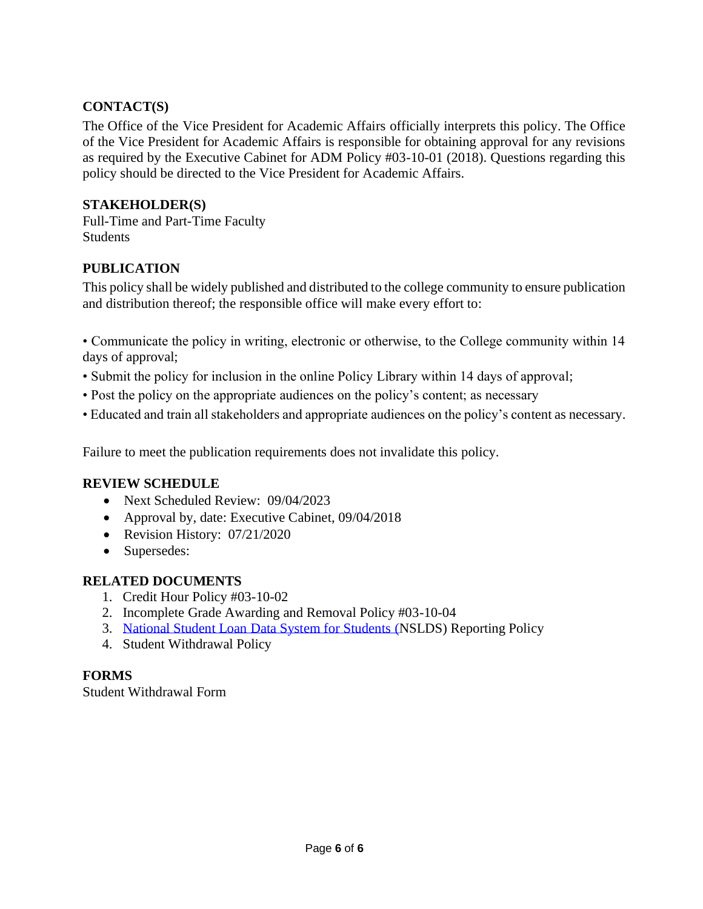## CONTACT(S)

The Office of the Vice President for Academic Affairs officially interprets this policy. The Office of the Vice President for Academic Affairs is responsible for obtaining approval for any revisions as required by the Executive Cabinet for ADM Policy #03-10-01 (2018). Questions regarding this policy should be directed to the Vice President for Academic Affairs.

## STAKEHOLDER(S)

Full-Time and Part-Time Faculty
Students

## PUBLICATION

This policy shall be widely published and distributed to the college community to ensure publication and distribution thereof; the responsible office will make every effort to:

• Communicate the policy in writing, electronic or otherwise, to the College community within 14 days of approval;

• Submit the policy for inclusion in the online Policy Library within 14 days of approval;

• Post the policy on the appropriate audiences on the policy's content; as necessary

• Educated and train all stakeholders and appropriate audiences on the policy's content as necessary.

Failure to meet the publication requirements does not invalidate this policy.

## REVIEW SCHEDULE

- Next Scheduled Review: 09/04/2023
- Approval by, date: Executive Cabinet, 09/04/2018
- Revision History: 07/21/2020
- Supersedes:

## RELATED DOCUMENTS

1. Credit Hour Policy #03-10-02
2. Incomplete Grade Awarding and Removal Policy #03-10-04
3. National Student Loan Data System for Students (NSLDS) Reporting Policy
4. Student Withdrawal Policy

## FORMS

Student Withdrawal Form